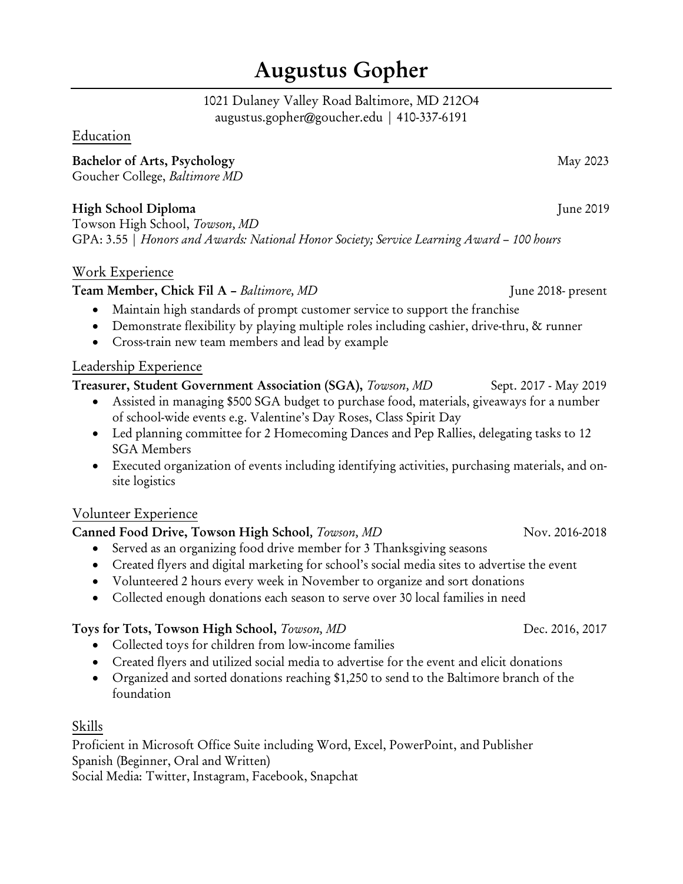# Augustus Gopher

1021 Dulaney Valley Road Baltimore, MD 212O4
augustus.gopher@goucher.edu | 410-337-6191

## Education

**Bachelor of Arts, Psychology** May 2023
Goucher College, *Baltimore MD*

**High School Diploma** June 2019
Towson High School, *Towson, MD*
GPA: 3.55 | *Honors and Awards: National Honor Society; Service Learning Award – 100 hours*

## Work Experience

**Team Member, Chick Fil A –** *Baltimore, MD* June 2018- present

- Maintain high standards of prompt customer service to support the franchise
- Demonstrate flexibility by playing multiple roles including cashier, drive-thru, & runner
- Cross-train new team members and lead by example

## Leadership Experience

**Treasurer, Student Government Association (SGA),** *Towson, MD* Sept. 2017 - May 2019

- Assisted in managing $500 SGA budget to purchase food, materials, giveaways for a number of school-wide events e.g. Valentine's Day Roses, Class Spirit Day
- Led planning committee for 2 Homecoming Dances and Pep Rallies, delegating tasks to 12 SGA Members
- Executed organization of events including identifying activities, purchasing materials, and on-site logistics

## Volunteer Experience

**Canned Food Drive, Towson High School,** *Towson, MD* Nov. 2016-2018

- Served as an organizing food drive member for 3 Thanksgiving seasons
- Created flyers and digital marketing for school's social media sites to advertise the event
- Volunteered 2 hours every week in November to organize and sort donations
- Collected enough donations each season to serve over 30 local families in need

**Toys for Tots, Towson High School,** *Towson, MD* Dec. 2016, 2017

- Collected toys for children from low-income families
- Created flyers and utilized social media to advertise for the event and elicit donations
- Organized and sorted donations reaching $1,250 to send to the Baltimore branch of the foundation

## Skills

Proficient in Microsoft Office Suite including Word, Excel, PowerPoint, and Publisher
Spanish (Beginner, Oral and Written)
Social Media: Twitter, Instagram, Facebook, Snapchat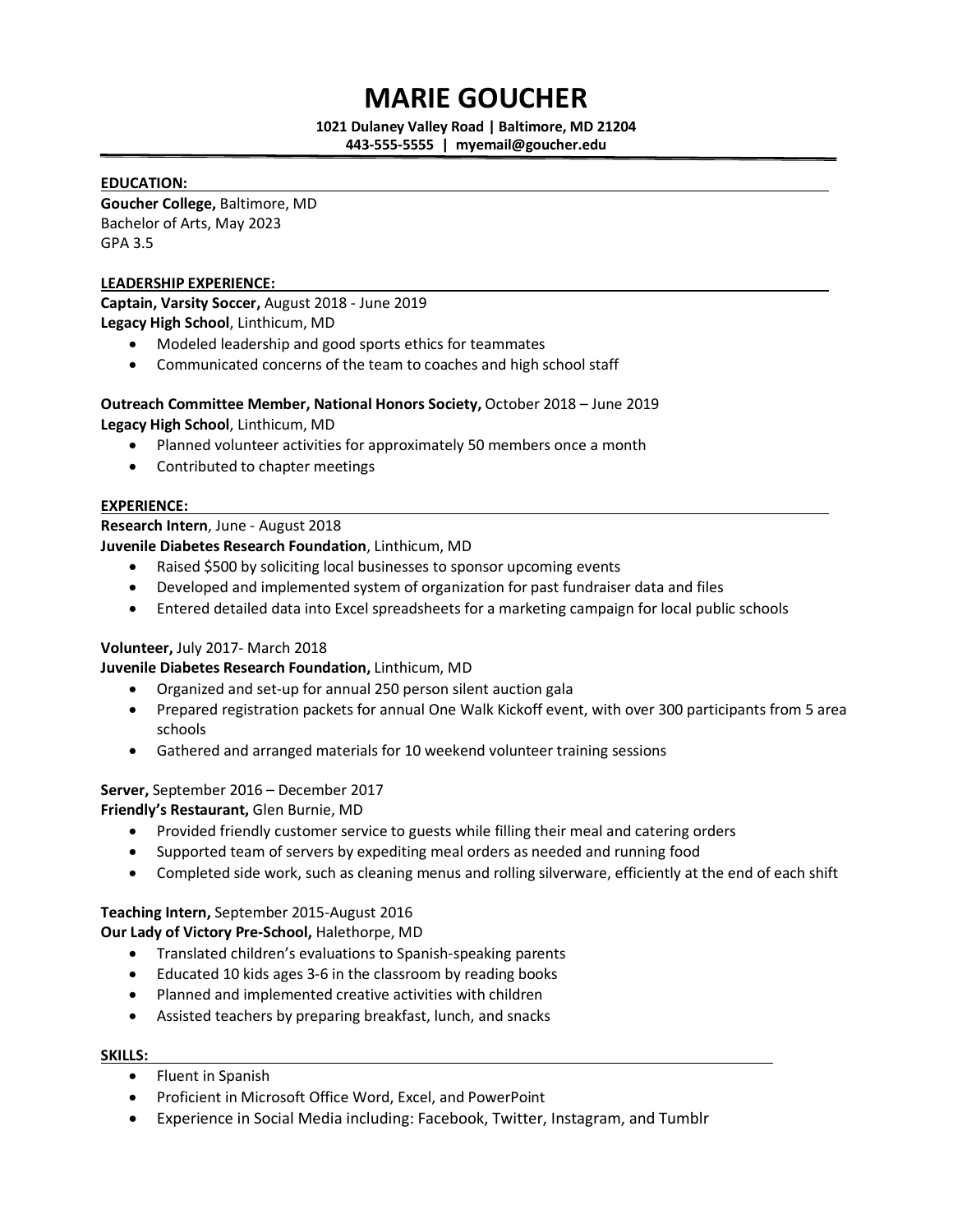# MARIE GOUCHER

**1021 Dulaney Valley Road | Baltimore, MD 21204**
**443-555-5555 | myemail@goucher.edu**

---

## EDUCATION:

**Goucher College,** Baltimore, MD
Bachelor of Arts, May 2023
GPA 3.5

## LEADERSHIP EXPERIENCE:

**Captain, Varsity Soccer,** August 2018 - June 2019
**Legacy High School**, Linthicum, MD

- Modeled leadership and good sports ethics for teammates
- Communicated concerns of the team to coaches and high school staff

**Outreach Committee Member, National Honors Society,** October 2018 – June 2019
**Legacy High School**, Linthicum, MD

- Planned volunteer activities for approximately 50 members once a month
- Contributed to chapter meetings

## EXPERIENCE:

**Research Intern**, June - August 2018
**Juvenile Diabetes Research Foundation**, Linthicum, MD

- Raised $500 by soliciting local businesses to sponsor upcoming events
- Developed and implemented system of organization for past fundraiser data and files
- Entered detailed data into Excel spreadsheets for a marketing campaign for local public schools

**Volunteer,** July 2017- March 2018
**Juvenile Diabetes Research Foundation,** Linthicum, MD

- Organized and set-up for annual 250 person silent auction gala
- Prepared registration packets for annual One Walk Kickoff event, with over 300 participants from 5 area schools
- Gathered and arranged materials for 10 weekend volunteer training sessions

**Server,** September 2016 – December 2017
**Friendly's Restaurant,** Glen Burnie, MD

- Provided friendly customer service to guests while filling their meal and catering orders
- Supported team of servers by expediting meal orders as needed and running food
- Completed side work, such as cleaning menus and rolling silverware, efficiently at the end of each shift

**Teaching Intern,** September 2015-August 2016
**Our Lady of Victory Pre-School,** Halethorpe, MD

- Translated children's evaluations to Spanish-speaking parents
- Educated 10 kids ages 3-6 in the classroom by reading books
- Planned and implemented creative activities with children
- Assisted teachers by preparing breakfast, lunch, and snacks

## SKILLS:

- Fluent in Spanish
- Proficient in Microsoft Office Word, Excel, and PowerPoint
- Experience in Social Media including: Facebook, Twitter, Instagram, and Tumblr